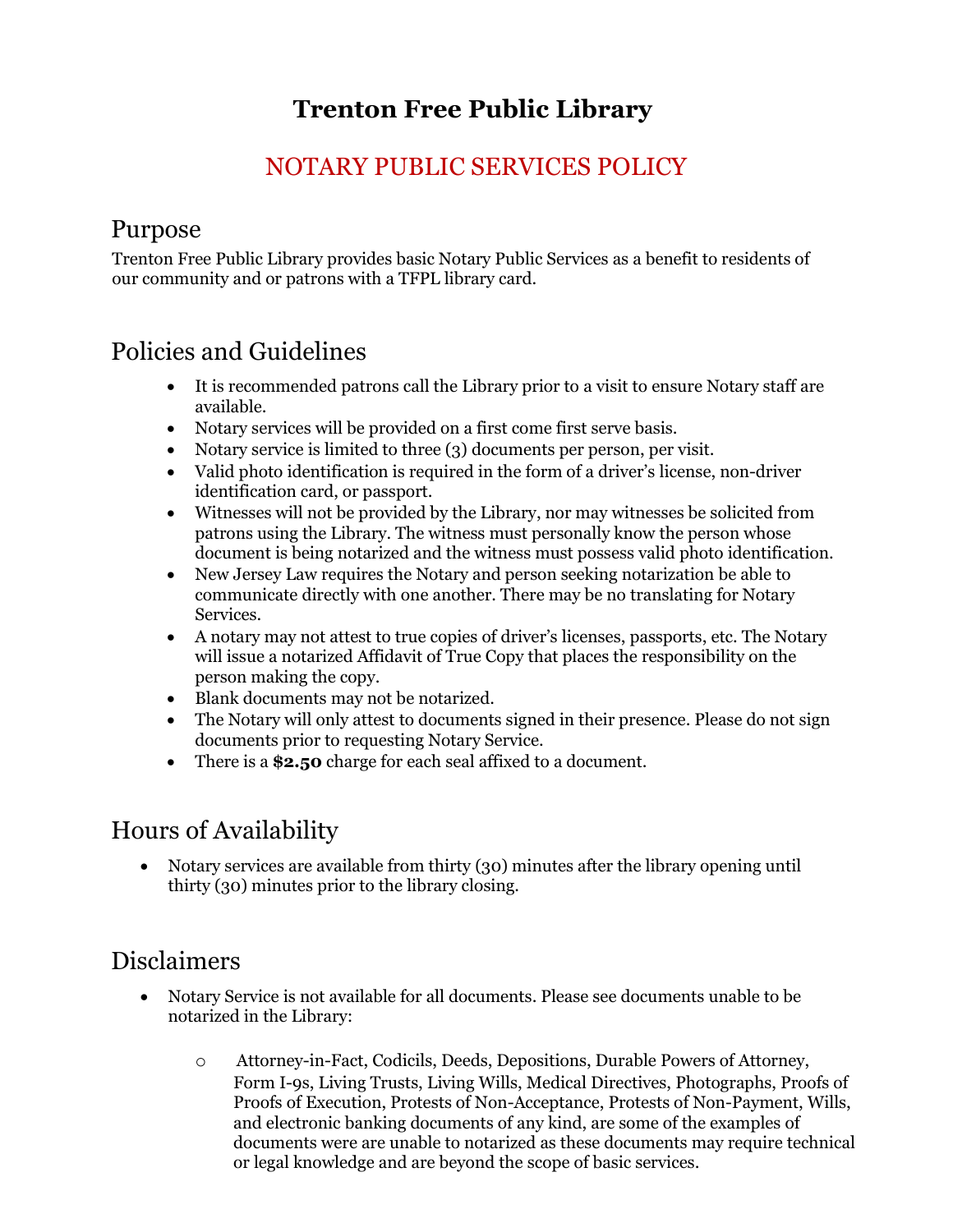# Trenton Free Public Library

## NOTARY PUBLIC SERVICES POLICY

## Purpose

Trenton Free Public Library provides basic Notary Public Services as a benefit to residents of our community and or patrons with a TFPL library card.

## Policies and Guidelines

- It is recommended patrons call the Library prior to a visit to ensure Notary staff are available.
- Notary services will be provided on a first come first serve basis.
- Notary service is limited to three (3) documents per person, per visit.
- Valid photo identification is required in the form of a driver's license, non-driver identification card, or passport.
- Witnesses will not be provided by the Library, nor may witnesses be solicited from patrons using the Library. The witness must personally know the person whose document is being notarized and the witness must possess valid photo identification.
- New Jersey Law requires the Notary and person seeking notarization be able to communicate directly with one another. There may be no translating for Notary Services.
- A notary may not attest to true copies of driver's licenses, passports, etc. The Notary will issue a notarized Affidavit of True Copy that places the responsibility on the person making the copy.
- Blank documents may not be notarized.
- The Notary will only attest to documents signed in their presence. Please do not sign documents prior to requesting Notary Service.
- There is a **$2.50** charge for each seal affixed to a document.

## Hours of Availability

- Notary services are available from thirty (30) minutes after the library opening until thirty (30) minutes prior to the library closing.

## Disclaimers

- Notary Service is not available for all documents. Please see documents unable to be notarized in the Library:
  - Attorney-in-Fact, Codicils, Deeds, Depositions, Durable Powers of Attorney, Form I-9s, Living Trusts, Living Wills, Medical Directives, Photographs, Proofs of Proofs of Execution, Protests of Non-Acceptance, Protests of Non-Payment, Wills, and electronic banking documents of any kind, are some of the examples of documents were are unable to notarized as these documents may require technical or legal knowledge and are beyond the scope of basic services.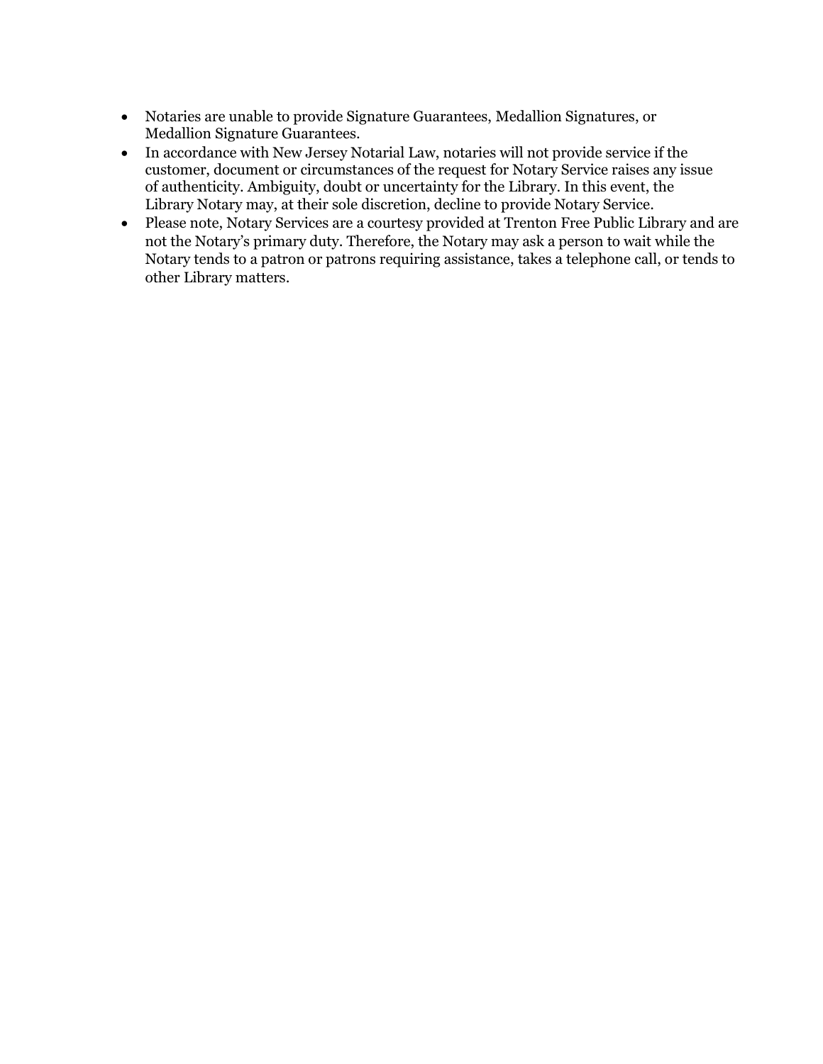- Notaries are unable to provide Signature Guarantees, Medallion Signatures, or Medallion Signature Guarantees.
- In accordance with New Jersey Notarial Law, notaries will not provide service if the customer, document or circumstances of the request for Notary Service raises any issue of authenticity. Ambiguity, doubt or uncertainty for the Library. In this event, the Library Notary may, at their sole discretion, decline to provide Notary Service.
- Please note, Notary Services are a courtesy provided at Trenton Free Public Library and are not the Notary's primary duty. Therefore, the Notary may ask a person to wait while the Notary tends to a patron or patrons requiring assistance, takes a telephone call, or tends to other Library matters.